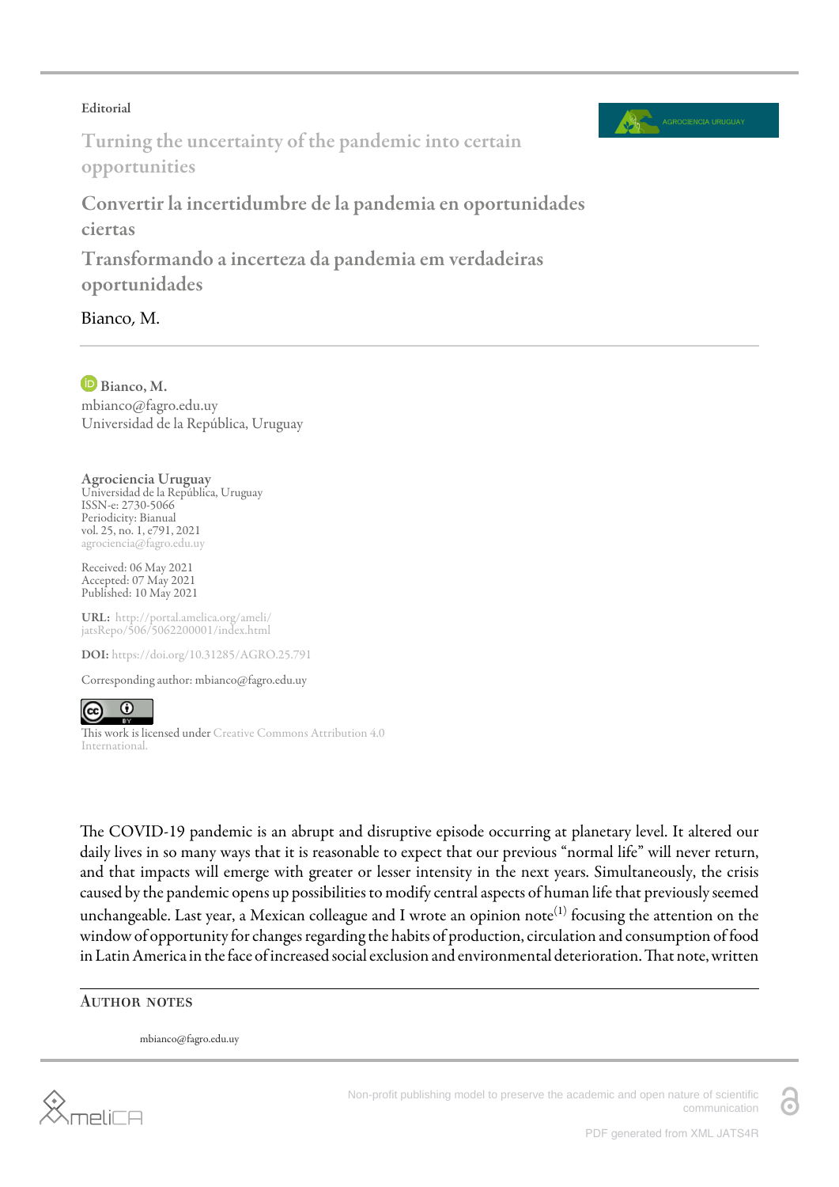Editorial

# Turning the uncertainty of the pandemic into certain opportunities

## Convertir la incertidumbre de la pandemia en oportunidades ciertas

## Transformando a incerteza da pandemia em verdadeiras oportunidades

Bianco, M.

**Bianco, M.**
mbianco@fagro.edu.uy
Universidad de la República, Uruguay

**Agrociencia Uruguay**
Universidad de la República, Uruguay
ISSN-e: 2730-5066
Periodicity: Bianual
vol. 25, no. 1, e791, 2021
agrociencia@fagro.edu.uy

Received: 06 May 2021
Accepted: 07 May 2021
Published: 10 May 2021

**URL:** http://portal.amelica.org/ameli/jatsRepo/506/5062200001/index.html

**DOI:** https://doi.org/10.31285/AGRO.25.791

Corresponding author: mbianco@fagro.edu.uy

This work is licensed under Creative Commons Attribution 4.0 International.

The COVID-19 pandemic is an abrupt and disruptive episode occurring at planetary level. It altered our daily lives in so many ways that it is reasonable to expect that our previous "normal life" will never return, and that impacts will emerge with greater or lesser intensity in the next years. Simultaneously, the crisis caused by the pandemic opens up possibilities to modify central aspects of human life that previously seemed unchangeable. Last year, a Mexican colleague and I wrote an opinion note[(1)] focusing the attention on the window of opportunity for changes regarding the habits of production, circulation and consumption of food in Latin America in the face of increased social exclusion and environmental deterioration. That note, written

### Author notes

mbianco@fagro.edu.uy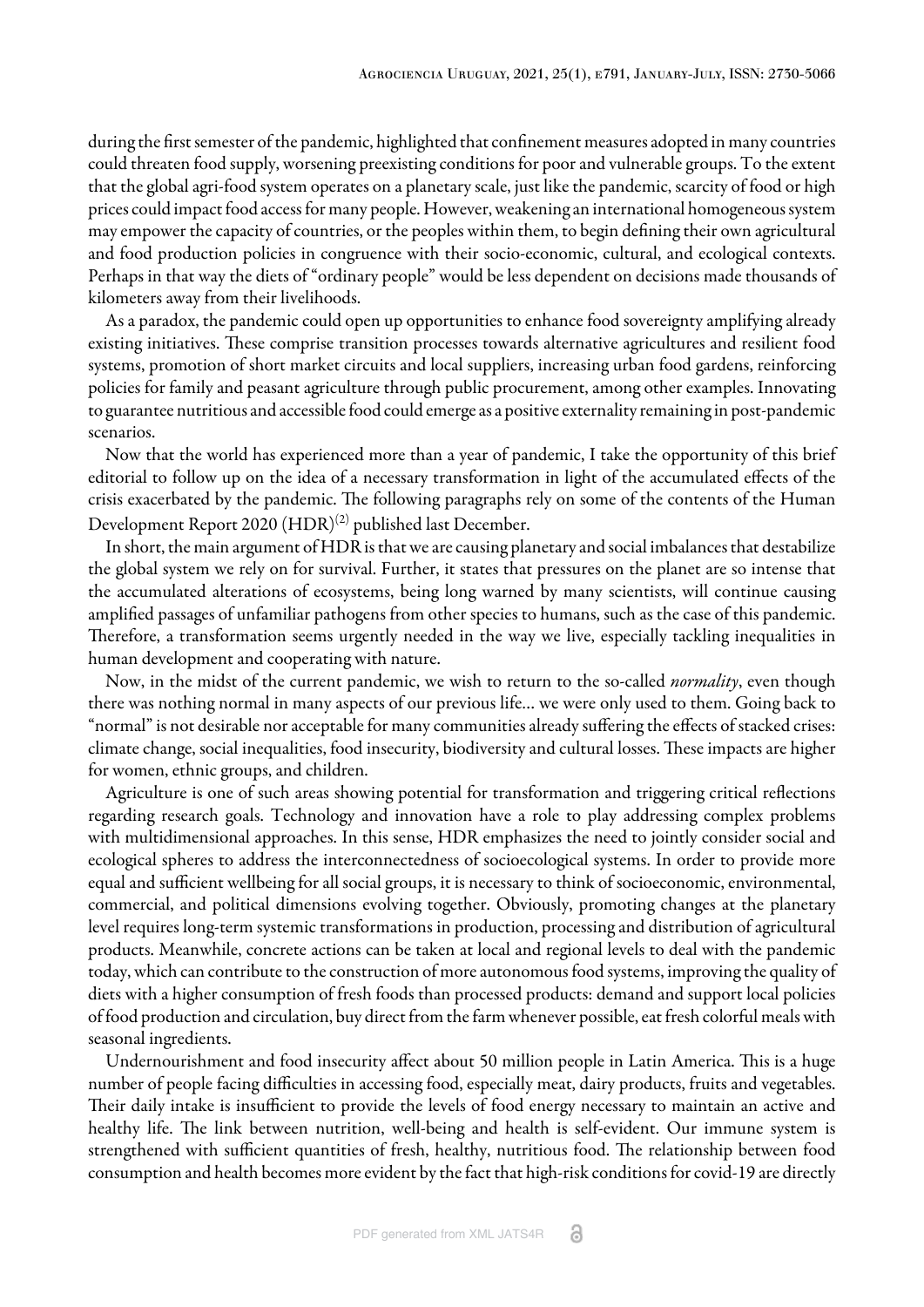during the first semester of the pandemic, highlighted that confinement measures adopted in many countries could threaten food supply, worsening preexisting conditions for poor and vulnerable groups. To the extent that the global agri-food system operates on a planetary scale, just like the pandemic, scarcity of food or high prices could impact food access for many people. However, weakening an international homogeneous system may empower the capacity of countries, or the peoples within them, to begin defining their own agricultural and food production policies in congruence with their socio-economic, cultural, and ecological contexts. Perhaps in that way the diets of "ordinary people" would be less dependent on decisions made thousands of kilometers away from their livelihoods.

As a paradox, the pandemic could open up opportunities to enhance food sovereignty amplifying already existing initiatives. These comprise transition processes towards alternative agricultures and resilient food systems, promotion of short market circuits and local suppliers, increasing urban food gardens, reinforcing policies for family and peasant agriculture through public procurement, among other examples. Innovating to guarantee nutritious and accessible food could emerge as a positive externality remaining in post-pandemic scenarios.

Now that the world has experienced more than a year of pandemic, I take the opportunity of this brief editorial to follow up on the idea of a necessary transformation in light of the accumulated effects of the crisis exacerbated by the pandemic. The following paragraphs rely on some of the contents of the Human Development Report 2020 (HDR)[(2)] published last December.

In short, the main argument of HDR is that we are causing planetary and social imbalances that destabilize the global system we rely on for survival. Further, it states that pressures on the planet are so intense that the accumulated alterations of ecosystems, being long warned by many scientists, will continue causing amplified passages of unfamiliar pathogens from other species to humans, such as the case of this pandemic. Therefore, a transformation seems urgently needed in the way we live, especially tackling inequalities in human development and cooperating with nature.

Now, in the midst of the current pandemic, we wish to return to the so-called *normality*, even though there was nothing normal in many aspects of our previous life... we were only used to them. Going back to "normal" is not desirable nor acceptable for many communities already suffering the effects of stacked crises: climate change, social inequalities, food insecurity, biodiversity and cultural losses. These impacts are higher for women, ethnic groups, and children.

Agriculture is one of such areas showing potential for transformation and triggering critical reflections regarding research goals. Technology and innovation have a role to play addressing complex problems with multidimensional approaches. In this sense, HDR emphasizes the need to jointly consider social and ecological spheres to address the interconnectedness of socioecological systems. In order to provide more equal and sufficient wellbeing for all social groups, it is necessary to think of socioeconomic, environmental, commercial, and political dimensions evolving together. Obviously, promoting changes at the planetary level requires long-term systemic transformations in production, processing and distribution of agricultural products. Meanwhile, concrete actions can be taken at local and regional levels to deal with the pandemic today, which can contribute to the construction of more autonomous food systems, improving the quality of diets with a higher consumption of fresh foods than processed products: demand and support local policies of food production and circulation, buy direct from the farm whenever possible, eat fresh colorful meals with seasonal ingredients.

Undernourishment and food insecurity affect about 50 million people in Latin America. This is a huge number of people facing difficulties in accessing food, especially meat, dairy products, fruits and vegetables. Their daily intake is insufficient to provide the levels of food energy necessary to maintain an active and healthy life. The link between nutrition, well-being and health is self-evident. Our immune system is strengthened with sufficient quantities of fresh, healthy, nutritious food. The relationship between food consumption and health becomes more evident by the fact that high-risk conditions for covid-19 are directly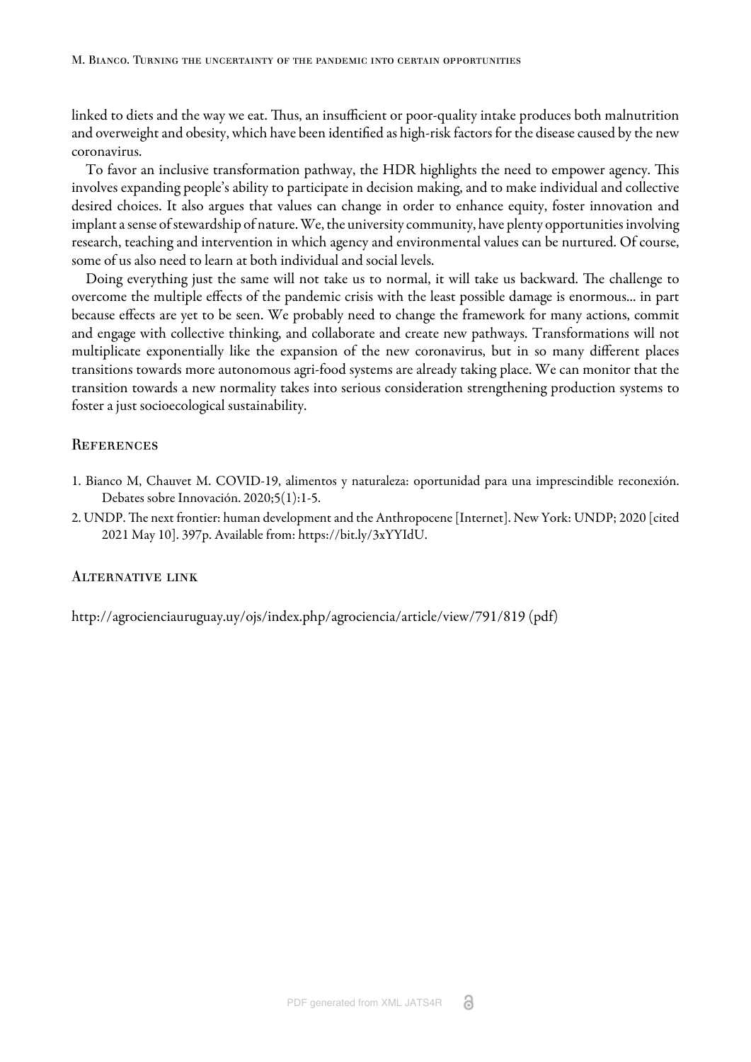linked to diets and the way we eat. Thus, an insufficient or poor-quality intake produces both malnutrition and overweight and obesity, which have been identified as high-risk factors for the disease caused by the new coronavirus.

To favor an inclusive transformation pathway, the HDR highlights the need to empower agency. This involves expanding people's ability to participate in decision making, and to make individual and collective desired choices. It also argues that values can change in order to enhance equity, foster innovation and implant a sense of stewardship of nature. We, the university community, have plenty opportunities involving research, teaching and intervention in which agency and environmental values can be nurtured. Of course, some of us also need to learn at both individual and social levels.

Doing everything just the same will not take us to normal, it will take us backward. The challenge to overcome the multiple effects of the pandemic crisis with the least possible damage is enormous... in part because effects are yet to be seen. We probably need to change the framework for many actions, commit and engage with collective thinking, and collaborate and create new pathways. Transformations will not multiplicate exponentially like the expansion of the new coronavirus, but in so many different places transitions towards more autonomous agri-food systems are already taking place. We can monitor that the transition towards a new normality takes into serious consideration strengthening production systems to foster a just socioecological sustainability.

## References

1. Bianco M, Chauvet M. COVID-19, alimentos y naturaleza: oportunidad para una imprescindible reconexión. Debates sobre Innovación. 2020;5(1):1-5.
2. UNDP. The next frontier: human development and the Anthropocene [Internet]. New York: UNDP; 2020 [cited 2021 May 10]. 397p. Available from: https://bit.ly/3xYYIdU.

## Alternative link

http://agrocienciauruguay.uy/ojs/index.php/agrociencia/article/view/791/819 (pdf)